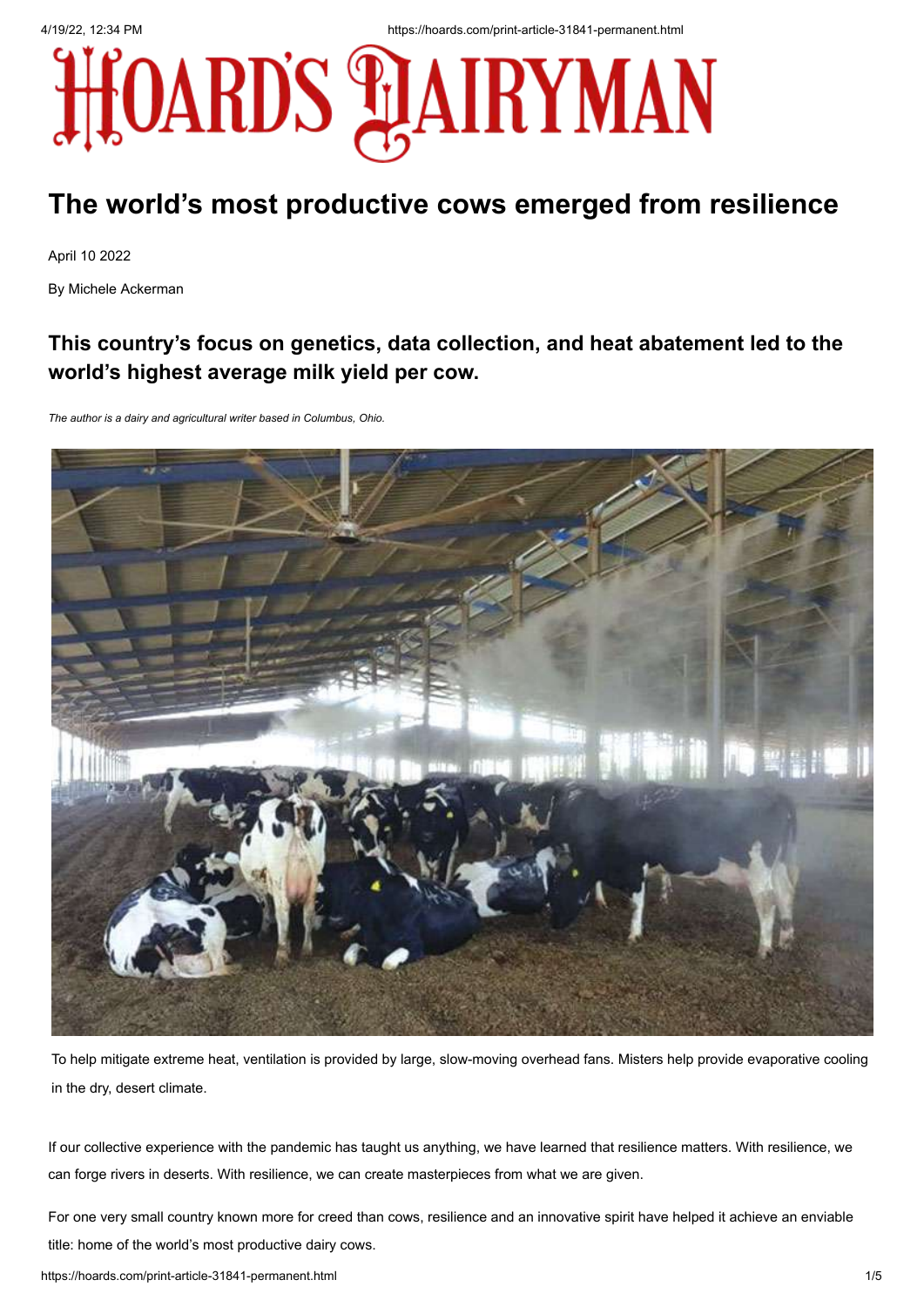# HOARD'S DAIRYMAN

## The world's most productive cows emerged from resilience

April 10 2022

By Michele Ackerman

### This country's focus on genetics, data collection, and heat abatement led to the world's highest average milk yield per cow.

*The author is a dairy and agricultural writer based in Columbus, Ohio.*

To help mitigate extreme heat, ventilation is provided by large, slow-moving overhead fans. Misters help provide evaporative cooling in the dry, desert climate.

If our collective experience with the pandemic has taught us anything, we have learned that resilience matters. With resilience, we can forge rivers in deserts. With resilience, we can create masterpieces from what we are given.

For one very small country known more for creed than cows, resilience and an innovative spirit have helped it achieve an enviable title: home of the world's most productive dairy cows.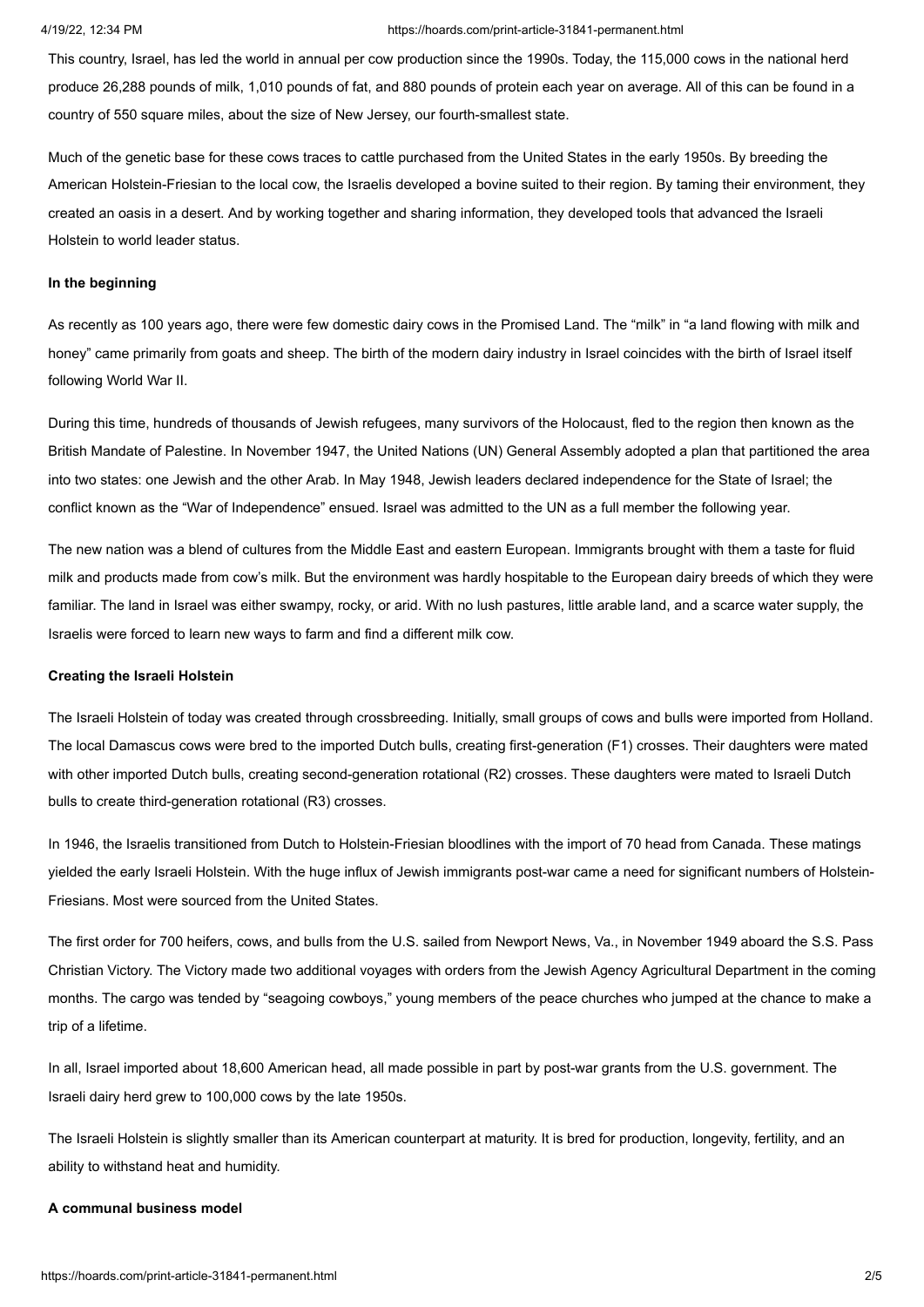This country, Israel, has led the world in annual per cow production since the 1990s. Today, the 115,000 cows in the national herd produce 26,288 pounds of milk, 1,010 pounds of fat, and 880 pounds of protein each year on average. All of this can be found in a country of 550 square miles, about the size of New Jersey, our fourth-smallest state.

Much of the genetic base for these cows traces to cattle purchased from the United States in the early 1950s. By breeding the American Holstein-Friesian to the local cow, the Israelis developed a bovine suited to their region. By taming their environment, they created an oasis in a desert. And by working together and sharing information, they developed tools that advanced the Israeli Holstein to world leader status.

**In the beginning**

As recently as 100 years ago, there were few domestic dairy cows in the Promised Land. The "milk" in "a land flowing with milk and honey" came primarily from goats and sheep. The birth of the modern dairy industry in Israel coincides with the birth of Israel itself following World War II.

During this time, hundreds of thousands of Jewish refugees, many survivors of the Holocaust, fled to the region then known as the British Mandate of Palestine. In November 1947, the United Nations (UN) General Assembly adopted a plan that partitioned the area into two states: one Jewish and the other Arab. In May 1948, Jewish leaders declared independence for the State of Israel; the conflict known as the "War of Independence" ensued. Israel was admitted to the UN as a full member the following year.

The new nation was a blend of cultures from the Middle East and eastern European. Immigrants brought with them a taste for fluid milk and products made from cow's milk. But the environment was hardly hospitable to the European dairy breeds of which they were familiar. The land in Israel was either swampy, rocky, or arid. With no lush pastures, little arable land, and a scarce water supply, the Israelis were forced to learn new ways to farm and find a different milk cow.

**Creating the Israeli Holstein**

The Israeli Holstein of today was created through crossbreeding. Initially, small groups of cows and bulls were imported from Holland. The local Damascus cows were bred to the imported Dutch bulls, creating first-generation (F1) crosses. Their daughters were mated with other imported Dutch bulls, creating second-generation rotational (R2) crosses. These daughters were mated to Israeli Dutch bulls to create third-generation rotational (R3) crosses.

In 1946, the Israelis transitioned from Dutch to Holstein-Friesian bloodlines with the import of 70 head from Canada. These matings yielded the early Israeli Holstein. With the huge influx of Jewish immigrants post-war came a need for significant numbers of Holstein-Friesians. Most were sourced from the United States.

The first order for 700 heifers, cows, and bulls from the U.S. sailed from Newport News, Va., in November 1949 aboard the S.S. Pass Christian Victory. The Victory made two additional voyages with orders from the Jewish Agency Agricultural Department in the coming months. The cargo was tended by "seagoing cowboys," young members of the peace churches who jumped at the chance to make a trip of a lifetime.

In all, Israel imported about 18,600 American head, all made possible in part by post-war grants from the U.S. government. The Israeli dairy herd grew to 100,000 cows by the late 1950s.

The Israeli Holstein is slightly smaller than its American counterpart at maturity. It is bred for production, longevity, fertility, and an ability to withstand heat and humidity.

**A communal business model**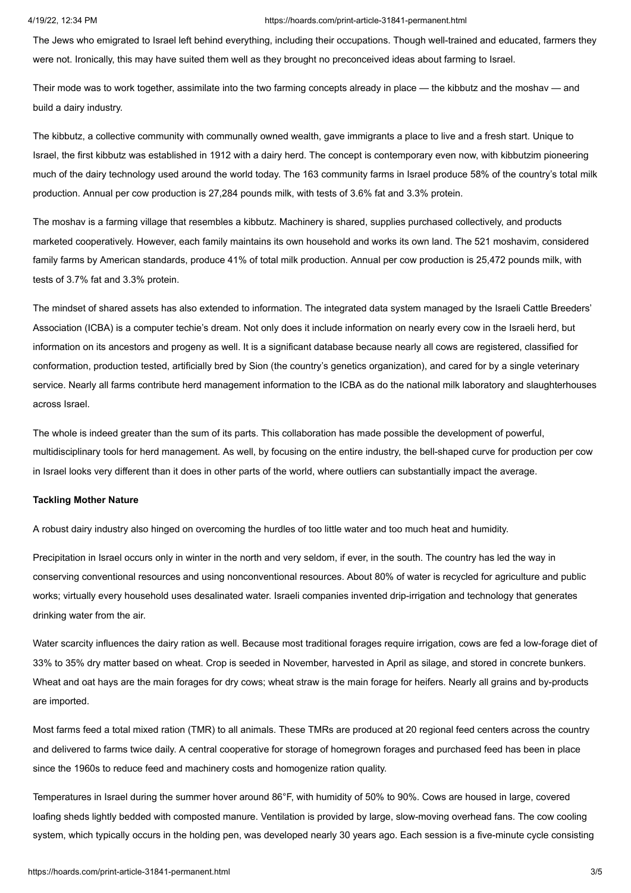The Jews who emigrated to Israel left behind everything, including their occupations. Though well-trained and educated, farmers they were not. Ironically, this may have suited them well as they brought no preconceived ideas about farming to Israel.

Their mode was to work together, assimilate into the two farming concepts already in place — the kibbutz and the moshav — and build a dairy industry.

The kibbutz, a collective community with communally owned wealth, gave immigrants a place to live and a fresh start. Unique to Israel, the first kibbutz was established in 1912 with a dairy herd. The concept is contemporary even now, with kibbutzim pioneering much of the dairy technology used around the world today. The 163 community farms in Israel produce 58% of the country's total milk production. Annual per cow production is 27,284 pounds milk, with tests of 3.6% fat and 3.3% protein.

The moshav is a farming village that resembles a kibbutz. Machinery is shared, supplies purchased collectively, and products marketed cooperatively. However, each family maintains its own household and works its own land. The 521 moshavim, considered family farms by American standards, produce 41% of total milk production. Annual per cow production is 25,472 pounds milk, with tests of 3.7% fat and 3.3% protein.

The mindset of shared assets has also extended to information. The integrated data system managed by the Israeli Cattle Breeders' Association (ICBA) is a computer techie's dream. Not only does it include information on nearly every cow in the Israeli herd, but information on its ancestors and progeny as well. It is a significant database because nearly all cows are registered, classified for conformation, production tested, artificially bred by Sion (the country's genetics organization), and cared for by a single veterinary service. Nearly all farms contribute herd management information to the ICBA as do the national milk laboratory and slaughterhouses across Israel.

The whole is indeed greater than the sum of its parts. This collaboration has made possible the development of powerful, multidisciplinary tools for herd management. As well, by focusing on the entire industry, the bell-shaped curve for production per cow in Israel looks very different than it does in other parts of the world, where outliers can substantially impact the average.

**Tackling Mother Nature**

A robust dairy industry also hinged on overcoming the hurdles of too little water and too much heat and humidity.

Precipitation in Israel occurs only in winter in the north and very seldom, if ever, in the south. The country has led the way in conserving conventional resources and using nonconventional resources. About 80% of water is recycled for agriculture and public works; virtually every household uses desalinated water. Israeli companies invented drip-irrigation and technology that generates drinking water from the air.

Water scarcity influences the dairy ration as well. Because most traditional forages require irrigation, cows are fed a low-forage diet of 33% to 35% dry matter based on wheat. Crop is seeded in November, harvested in April as silage, and stored in concrete bunkers. Wheat and oat hays are the main forages for dry cows; wheat straw is the main forage for heifers. Nearly all grains and by-products are imported.

Most farms feed a total mixed ration (TMR) to all animals. These TMRs are produced at 20 regional feed centers across the country and delivered to farms twice daily. A central cooperative for storage of homegrown forages and purchased feed has been in place since the 1960s to reduce feed and machinery costs and homogenize ration quality.

Temperatures in Israel during the summer hover around 86°F, with humidity of 50% to 90%. Cows are housed in large, covered loafing sheds lightly bedded with composted manure. Ventilation is provided by large, slow-moving overhead fans. The cow cooling system, which typically occurs in the holding pen, was developed nearly 30 years ago. Each session is a five-minute cycle consisting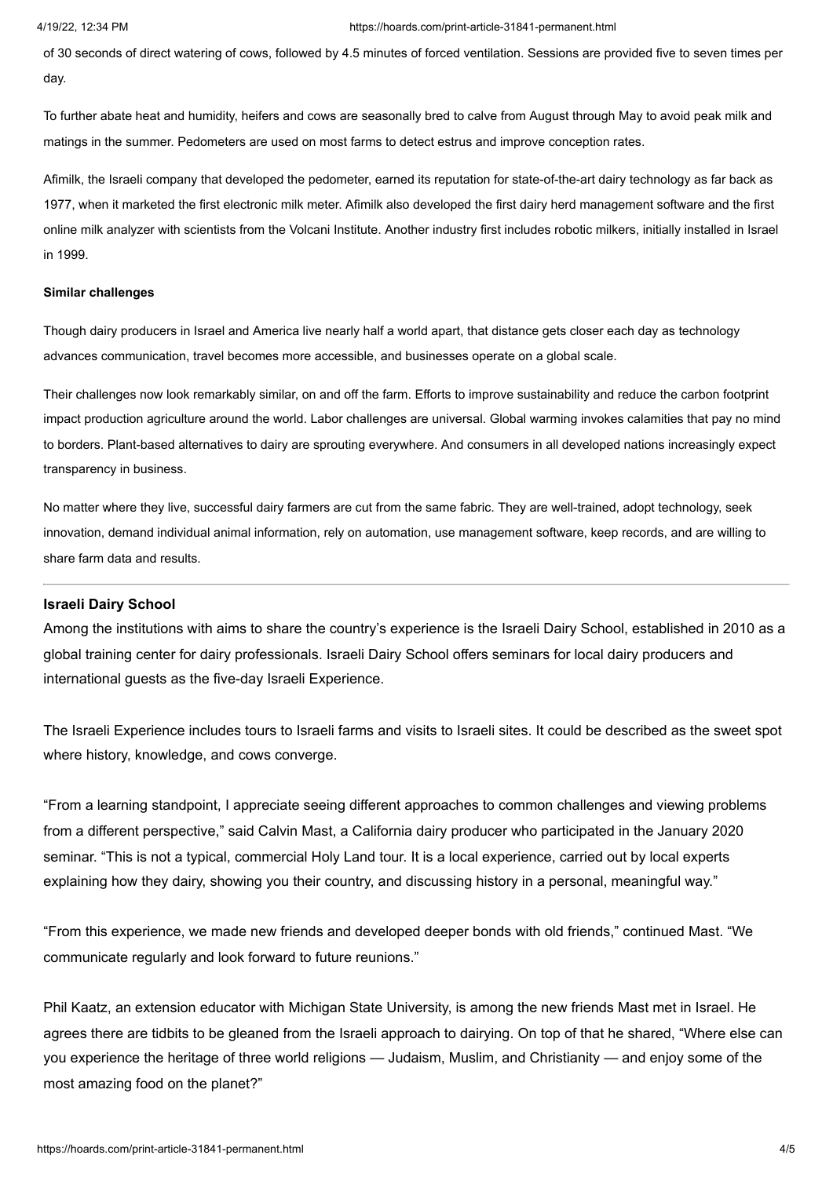of 30 seconds of direct watering of cows, followed by 4.5 minutes of forced ventilation. Sessions are provided five to seven times per day.

To further abate heat and humidity, heifers and cows are seasonally bred to calve from August through May to avoid peak milk and matings in the summer. Pedometers are used on most farms to detect estrus and improve conception rates.

Afimilk, the Israeli company that developed the pedometer, earned its reputation for state-of-the-art dairy technology as far back as 1977, when it marketed the first electronic milk meter. Afimilk also developed the first dairy herd management software and the first online milk analyzer with scientists from the Volcani Institute. Another industry first includes robotic milkers, initially installed in Israel in 1999.

**Similar challenges**

Though dairy producers in Israel and America live nearly half a world apart, that distance gets closer each day as technology advances communication, travel becomes more accessible, and businesses operate on a global scale.

Their challenges now look remarkably similar, on and off the farm. Efforts to improve sustainability and reduce the carbon footprint impact production agriculture around the world. Labor challenges are universal. Global warming invokes calamities that pay no mind to borders. Plant-based alternatives to dairy are sprouting everywhere. And consumers in all developed nations increasingly expect transparency in business.

No matter where they live, successful dairy farmers are cut from the same fabric. They are well-trained, adopt technology, seek innovation, demand individual animal information, rely on automation, use management software, keep records, and are willing to share farm data and results.

---

**Israeli Dairy School**

Among the institutions with aims to share the country's experience is the Israeli Dairy School, established in 2010 as a global training center for dairy professionals. Israeli Dairy School offers seminars for local dairy producers and international guests as the five-day Israeli Experience.

The Israeli Experience includes tours to Israeli farms and visits to Israeli sites. It could be described as the sweet spot where history, knowledge, and cows converge.

"From a learning standpoint, I appreciate seeing different approaches to common challenges and viewing problems from a different perspective," said Calvin Mast, a California dairy producer who participated in the January 2020 seminar. "This is not a typical, commercial Holy Land tour. It is a local experience, carried out by local experts explaining how they dairy, showing you their country, and discussing history in a personal, meaningful way."

"From this experience, we made new friends and developed deeper bonds with old friends," continued Mast. "We communicate regularly and look forward to future reunions."

Phil Kaatz, an extension educator with Michigan State University, is among the new friends Mast met in Israel. He agrees there are tidbits to be gleaned from the Israeli approach to dairying. On top of that he shared, "Where else can you experience the heritage of three world religions — Judaism, Muslim, and Christianity — and enjoy some of the most amazing food on the planet?"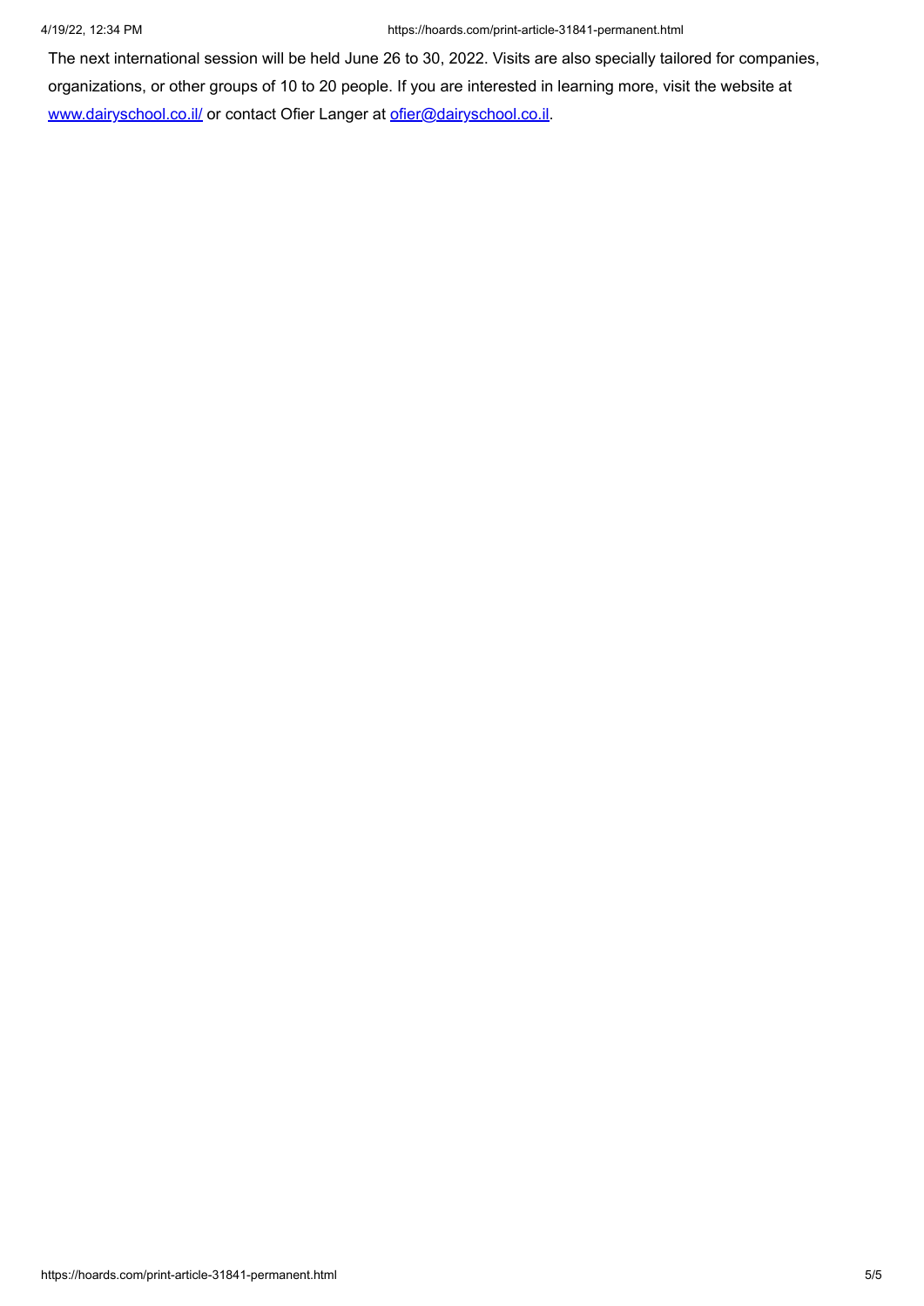The next international session will be held June 26 to 30, 2022. Visits are also specially tailored for companies, organizations, or other groups of 10 to 20 people. If you are interested in learning more, visit the website at [www.dairyschool.co.il/](http://www.dairyschool.co.il/) or contact Ofier Langer at [ofier@dairyschool.co.il](mailto:ofier@dairyschool.co.il).